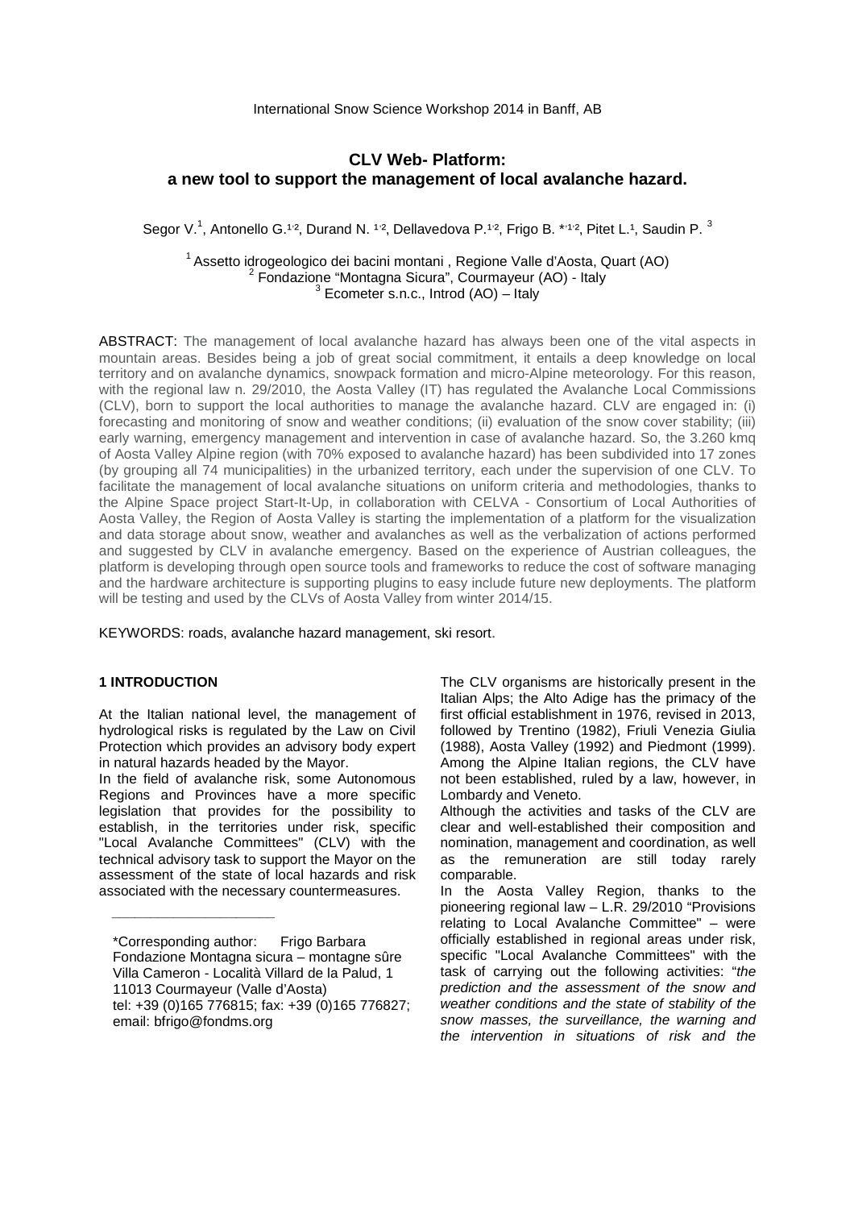# CLV Web- Platform: a new tool to support the management of local avalanche hazard.

Segor V.[1], Antonello G.[1,2], Durand N. [1,2], Dellavedova P.[1,2], Frigo B. *[1,2], Pitet L.[1], Saudin P. [3]

[1] Assetto idrogeologico dei bacini montani , Regione Valle d'Aosta, Quart (AO)
[2] Fondazione "Montagna Sicura", Courmayeur (AO) - Italy
[3] Ecometer s.n.c., Introd (AO) – Italy

ABSTRACT: The management of local avalanche hazard has always been one of the vital aspects in mountain areas. Besides being a job of great social commitment, it entails a deep knowledge on local territory and on avalanche dynamics, snowpack formation and micro-Alpine meteorology. For this reason, with the regional law n. 29/2010, the Aosta Valley (IT) has regulated the Avalanche Local Commissions (CLV), born to support the local authorities to manage the avalanche hazard. CLV are engaged in: (i) forecasting and monitoring of snow and weather conditions; (ii) evaluation of the snow cover stability; (iii) early warning, emergency management and intervention in case of avalanche hazard. So, the 3.260 kmq of Aosta Valley Alpine region (with 70% exposed to avalanche hazard) has been subdivided into 17 zones (by grouping all 74 municipalities) in the urbanized territory, each under the supervision of one CLV. To facilitate the management of local avalanche situations on uniform criteria and methodologies, thanks to the Alpine Space project Start-It-Up, in collaboration with CELVA - Consortium of Local Authorities of Aosta Valley, the Region of Aosta Valley is starting the implementation of a platform for the visualization and data storage about snow, weather and avalanches as well as the verbalization of actions performed and suggested by CLV in avalanche emergency. Based on the experience of Austrian colleagues, the platform is developing through open source tools and frameworks to reduce the cost of software managing and the hardware architecture is supporting plugins to easy include future new deployments. The platform will be testing and used by the CLVs of Aosta Valley from winter 2014/15.

KEYWORDS: roads, avalanche hazard management, ski resort.

## 1 INTRODUCTION

At the Italian national level, the management of hydrological risks is regulated by the Law on Civil Protection which provides an advisory body expert in natural hazards headed by the Mayor.

In the field of avalanche risk, some Autonomous Regions and Provinces have a more specific legislation that provides for the possibility to establish, in the territories under risk, specific "Local Avalanche Committees" (CLV) with the technical advisory task to support the Mayor on the assessment of the state of local hazards and risk associated with the necessary countermeasures.

The CLV organisms are historically present in the Italian Alps; the Alto Adige has the primacy of the first official establishment in 1976, revised in 2013, followed by Trentino (1982), Friuli Venezia Giulia (1988), Aosta Valley (1992) and Piedmont (1999). Among the Alpine Italian regions, the CLV have not been established, ruled by a law, however, in Lombardy and Veneto.

Although the activities and tasks of the CLV are clear and well-established their composition and nomination, management and coordination, as well as the remuneration are still today rarely comparable.

In the Aosta Valley Region, thanks to the pioneering regional law – L.R. 29/2010 "Provisions relating to Local Avalanche Committee" – were officially established in regional areas under risk, specific "Local Avalanche Committees" with the task of carrying out the following activities: "*the prediction and the assessment of the snow and weather conditions and the state of stability of the snow masses, the surveillance, the warning and the intervention in situations of risk and the*

---

*Corresponding author: Frigo Barbara
Fondazione Montagna sicura – montagne sûre
Villa Cameron - Località Villard de la Palud, 1
11013 Courmayeur (Valle d'Aosta)
tel: +39 (0)165 776815; fax: +39 (0)165 776827;
email: bfrigo@fondms.org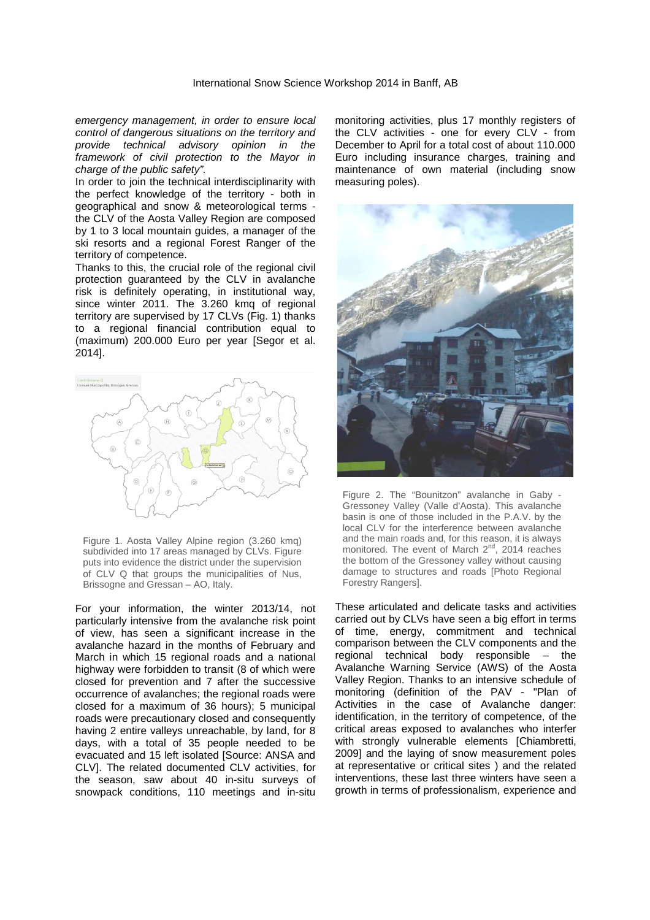*emergency management, in order to ensure local control of dangerous situations on the territory and provide technical advisory opinion in the framework of civil protection to the Mayor in charge of the public safety".*

In order to join the technical interdisciplinarity with the perfect knowledge of the territory - both in geographical and snow & meteorological terms - the CLV of the Aosta Valley Region are composed by 1 to 3 local mountain guides, a manager of the ski resorts and a regional Forest Ranger of the territory of competence.

Thanks to this, the crucial role of the regional civil protection guaranteed by the CLV in avalanche risk is definitely operating, in institutional way, since winter 2011. The 3.260 kmq of regional territory are supervised by 17 CLVs (Fig. 1) thanks to a regional financial contribution equal to (maximum) 200.000 Euro per year [Segor et al. 2014].

Figure 1. Aosta Valley Alpine region (3.260 kmq) subdivided into 17 areas managed by CLVs. Figure puts into evidence the district under the supervision of CLV Q that groups the municipalities of Nus, Brissogne and Gressan – AO, Italy.

For your information, the winter 2013/14, not particularly intensive from the avalanche risk point of view, has seen a significant increase in the avalanche hazard in the months of February and March in which 15 regional roads and a national highway were forbidden to transit (8 of which were closed for prevention and 7 after the successive occurrence of avalanches; the regional roads were closed for a maximum of 36 hours); 5 municipal roads were precautionary closed and consequently having 2 entire valleys unreachable, by land, for 8 days, with a total of 35 people needed to be evacuated and 15 left isolated [Source: ANSA and CLV]. The related documented CLV activities, for the season, saw about 40 in-situ surveys of snowpack conditions, 110 meetings and in-situ monitoring activities, plus 17 monthly registers of the CLV activities - one for every CLV - from December to April for a total cost of about 110.000 Euro including insurance charges, training and maintenance of own material (including snow measuring poles).

Figure 2. The "Bounitzon" avalanche in Gaby - Gressoney Valley (Valle d'Aosta). This avalanche basin is one of those included in the P.A.V. by the local CLV for the interference between avalanche and the main roads and, for this reason, it is always monitored. The event of March 2nd, 2014 reaches the bottom of the Gressoney valley without causing damage to structures and roads [Photo Regional Forestry Rangers].

These articulated and delicate tasks and activities carried out by CLVs have seen a big effort in terms of time, energy, commitment and technical comparison between the CLV components and the regional technical body responsible – the Avalanche Warning Service (AWS) of the Aosta Valley Region. Thanks to an intensive schedule of monitoring (definition of the PAV - "Plan of Activities in the case of Avalanche danger: identification, in the territory of competence, of the critical areas exposed to avalanches who interfer with strongly vulnerable elements [Chiambretti, 2009] and the laying of snow measurement poles at representative or critical sites ) and the related interventions, these last three winters have seen a growth in terms of professionalism, experience and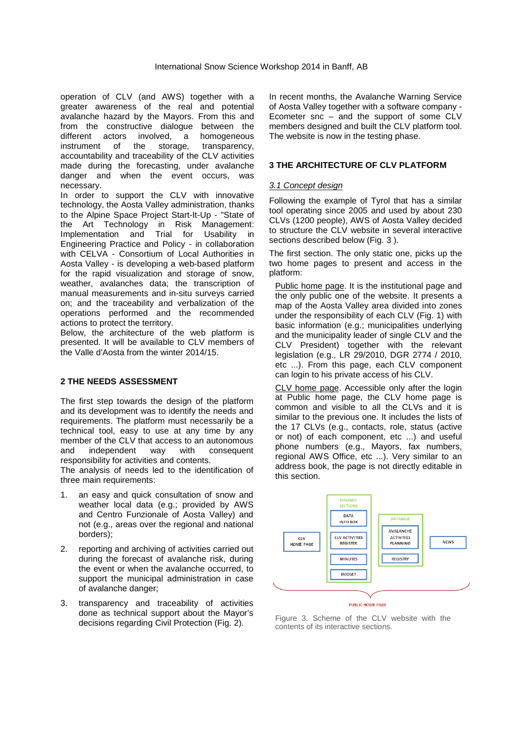operation of CLV (and AWS) together with a greater awareness of the real and potential avalanche hazard by the Mayors. From this and from the constructive dialogue between the different actors involved, a homogeneous instrument of the storage, transparency, accountability and traceability of the CLV activities made during the forecasting, under avalanche danger and when the event occurs, was necessary.

In order to support the CLV with innovative technology, the Aosta Valley administration, thanks to the Alpine Space Project Start-It-Up - "State of the Art Technology in Risk Management: Implementation and Trial for Usability in Engineering Practice and Policy - in collaboration with CELVA - Consortium of Local Authorities in Aosta Valley - is developing a web-based platform for the rapid visualization and storage of snow, weather, avalanches data; the transcription of manual measurements and in-situ surveys carried on; and the traceability and verbalization of the operations performed and the recommended actions to protect the territory.

Below, the architecture of the web platform is presented. It will be available to CLV members of the Valle d'Aosta from the winter 2014/15.

## 2 THE NEEDS ASSESSMENT

The first step towards the design of the platform and its development was to identify the needs and requirements. The platform must necessarily be a technical tool, easy to use at any time by any member of the CLV that access to an autonomous and independent way with consequent responsibility for activities and contents.

The analysis of needs led to the identification of three main requirements:

1. an easy and quick consultation of snow and weather local data (e.g.; provided by AWS and Centro Funzionale of Aosta Valley) and not (e.g., areas over the regional and national borders);
2. reporting and archiving of activities carried out during the forecast of avalanche risk, during the event or when the avalanche occurred, to support the municipal administration in case of avalanche danger;
3. transparency and traceability of activities done as technical support about the Mayor's decisions regarding Civil Protection (Fig. 2).

In recent months, the Avalanche Warning Service of Aosta Valley together with a software company - Ecometer snc – and the support of some CLV members designed and built the CLV platform tool. The website is now in the testing phase.

## 3 THE ARCHITECTURE OF CLV PLATFORM

### *3.1 Concept design*

Following the example of Tyrol that has a similar tool operating since 2005 and used by about 230 CLVs (1200 people), AWS of Aosta Valley decided to structure the CLV website in several interactive sections described below (Fig. 3 ).

The first section. The only static one, picks up the two home pages to present and access in the platform:

Public home page. It is the institutional page and the only public one of the website. It presents a map of the Aosta Valley area divided into zones under the responsibility of each CLV (Fig. 1) with basic information (e.g.; municipalities underlying and the municipality leader of single CLV and the CLV President) together with the relevant legislation (e.g., LR 29/2010, DGR 2774 / 2010, etc ...). From this page, each CLV component can login to his private access of his CLV.

CLV home page. Accessible only after the login at Public home page, the CLV home page is common and visible to all the CLVs and it is similar to the previous one. It includes the lists of the 17 CLVs (e.g., contacts, role, status (active or not) of each component, etc ...) and useful phone numbers (e.g., Mayors, fax numbers, regional AWS Office, etc ...). Very similar to an address book, the page is not directly editable in this section.

Figure 3. Scheme of the CLV website with the contents of its interactive sections.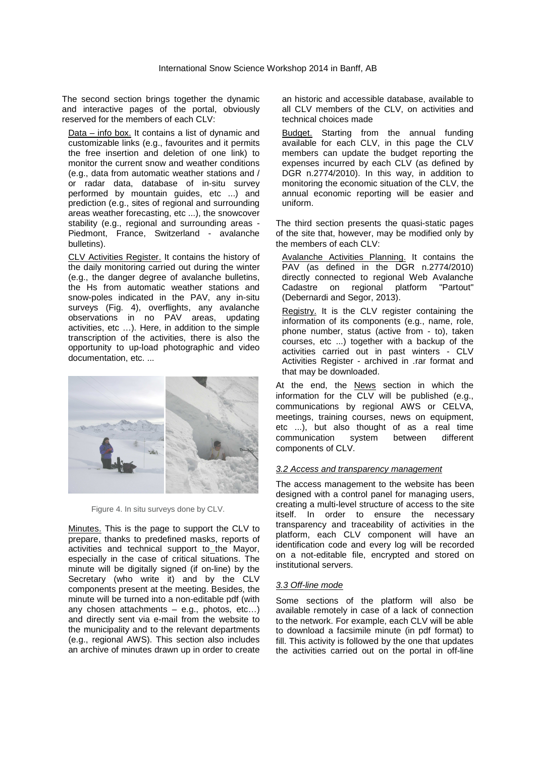The second section brings together the dynamic and interactive pages of the portal, obviously reserved for the members of each CLV:

Data – info box. It contains a list of dynamic and customizable links (e.g., favourites and it permits the free insertion and deletion of one link) to monitor the current snow and weather conditions (e.g., data from automatic weather stations and / or radar data, database of in-situ survey performed by mountain guides, etc ...) and prediction (e.g., sites of regional and surrounding areas weather forecasting, etc ...), the snowcover stability (e.g., regional and surrounding areas - Piedmont, France, Switzerland - avalanche bulletins).

CLV Activities Register. It contains the history of the daily monitoring carried out during the winter (e.g., the danger degree of avalanche bulletins, the Hs from automatic weather stations and snow-poles indicated in the PAV, any in-situ surveys (Fig. 4), overflights, any avalanche observations in no PAV areas, updating activities, etc …). Here, in addition to the simple transcription of the activities, there is also the opportunity to up-load photographic and video documentation, etc. ...

Figure 4. In situ surveys done by CLV.

Minutes. This is the page to support the CLV to prepare, thanks to predefined masks, reports of activities and technical support to the Mayor, especially in the case of critical situations. The minute will be digitally signed (if on-line) by the Secretary (who write it) and by the CLV components present at the meeting. Besides, the minute will be turned into a non-editable pdf (with any chosen attachments – e.g., photos, etc…) and directly sent via e-mail from the website to the municipality and to the relevant departments (e.g., regional AWS). This section also includes an archive of minutes drawn up in order to create an historic and accessible database, available to all CLV members of the CLV, on activities and technical choices made

Budget. Starting from the annual funding available for each CLV, in this page the CLV members can update the budget reporting the expenses incurred by each CLV (as defined by DGR n.2774/2010). In this way, in addition to monitoring the economic situation of the CLV, the annual economic reporting will be easier and uniform.

The third section presents the quasi-static pages of the site that, however, may be modified only by the members of each CLV:

Avalanche Activities Planning. It contains the PAV (as defined in the DGR n.2774/2010) directly connected to regional Web Avalanche Cadastre on regional platform "Partout" (Debernardi and Segor, 2013).

Registry. It is the CLV register containing the information of its components (e.g., name, role, phone number, status (active from - to), taken courses, etc ...) together with a backup of the activities carried out in past winters - CLV Activities Register - archived in .rar format and that may be downloaded.

At the end, the News section in which the information for the CLV will be published (e.g., communications by regional AWS or CELVA, meetings, training courses, news on equipment, etc ...), but also thought of as a real time communication system between different components of CLV.

### *3.2 Access and transparency management*

The access management to the website has been designed with a control panel for managing users, creating a multi-level structure of access to the site itself. In order to ensure the necessary transparency and traceability of activities in the platform, each CLV component will have an identification code and every log will be recorded on a not-editable file, encrypted and stored on institutional servers.

### *3.3 Off-line mode*

Some sections of the platform will also be available remotely in case of a lack of connection to the network. For example, each CLV will be able to download a facsimile minute (in pdf format) to fill. This activity is followed by the one that updates the activities carried out on the portal in off-line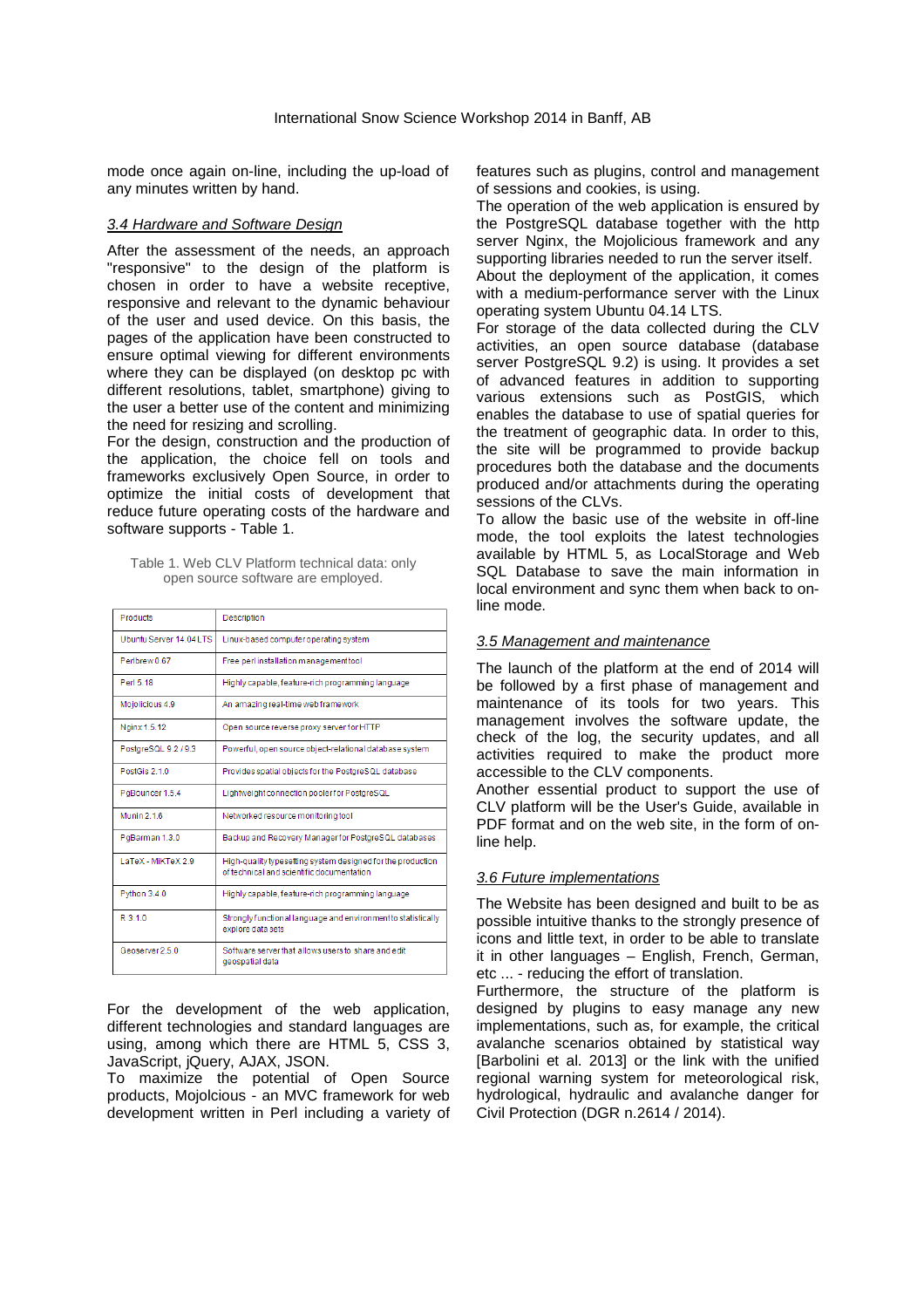mode once again on-line, including the up-load of any minutes written by hand.

### 3.4 Hardware and Software Design

After the assessment of the needs, an approach "responsive" to the design of the platform is chosen in order to have a website receptive, responsive and relevant to the dynamic behaviour of the user and used device. On this basis, the pages of the application have been constructed to ensure optimal viewing for different environments where they can be displayed (on desktop pc with different resolutions, tablet, smartphone) giving to the user a better use of the content and minimizing the need for resizing and scrolling.

For the design, construction and the production of the application, the choice fell on tools and frameworks exclusively Open Source, in order to optimize the initial costs of development that reduce future operating costs of the hardware and software supports - Table 1.

Table 1. Web CLV Platform technical data: only open source software are employed.

| Products | Description |
|---|---|
| Ubuntu Server 14.04 LTS | Linux-based computer operating system |
| Perlbrew 0.67 | Free perl installation management tool |
| Perl 5.18 | Highly capable, feature-rich programming language |
| Mojolicious 4.9 | An amazing real-time web framework |
| Nginx 1.5.12 | Open source reverse proxy server for HTTP |
| PostgreSQL 9.2 / 9.3 | Powerful, open source object-relational database system |
| PostGis 2.1.0 | Provides spatial objects for the PostgreSQL database |
| PgBouncer 1.5.4 | Lightweight connection pooler for PostgreSQL |
| Munin 2.1.6 | Networked resource monitoring tool |
| PgBarman 1.3.0 | Backup and Recovery Manager for PostgreSQL databases |
| LaTeX - MiKTeX 2.9 | High-quality typesetting system designed for the production of technical and scientific documentation |
| Python 3.4.0 | Highly capable, feature-rich programming language |
| R 3.1.0 | Strongly functional language and environment to statistically explore data sets |
| Geoserver 2.5.0 | Software server that allows users to share and edit geospatial data |

For the development of the web application, different technologies and standard languages are using, among which there are HTML 5, CSS 3, JavaScript, jQuery, AJAX, JSON.

To maximize the potential of Open Source products, Mojolicious - an MVC framework for web development written in Perl including a variety of features such as plugins, control and management of sessions and cookies, is using.

The operation of the web application is ensured by the PostgreSQL database together with the http server Nginx, the Mojolicious framework and any supporting libraries needed to run the server itself.

About the deployment of the application, it comes with a medium-performance server with the Linux operating system Ubuntu 04.14 LTS.

For storage of the data collected during the CLV activities, an open source database (database server PostgreSQL 9.2) is using. It provides a set of advanced features in addition to supporting various extensions such as PostGIS, which enables the database to use of spatial queries for the treatment of geographic data. In order to this, the site will be programmed to provide backup procedures both the database and the documents produced and/or attachments during the operating sessions of the CLVs.

To allow the basic use of the website in off-line mode, the tool exploits the latest technologies available by HTML 5, as LocalStorage and Web SQL Database to save the main information in local environment and sync them when back to on-line mode.

### 3.5 Management and maintenance

The launch of the platform at the end of 2014 will be followed by a first phase of management and maintenance of its tools for two years. This management involves the software update, the check of the updates, the security updates, and all activities required to make the product more accessible to the CLV components.

Another essential product to support the use of CLV platform will be the User's Guide, available in PDF format and on the web site, in the form of on-line help.

### 3.6 Future implementations

The Website has been designed and built to be as possible intuitive thanks to the strongly presence of icons and little text, in order to be able to translate it in other languages – English, French, German, etc ... - reducing the effort of translation.

Furthermore, the structure of the platform is designed by plugins to easy manage any new implementations, such as, for example, the critical avalanche scenarios obtained by statistical way [Barbolini et al. 2013] or the link with the unified regional warning system for meteorological risk, hydrological, hydraulic and avalanche danger for Civil Protection (DGR n.2614 / 2014).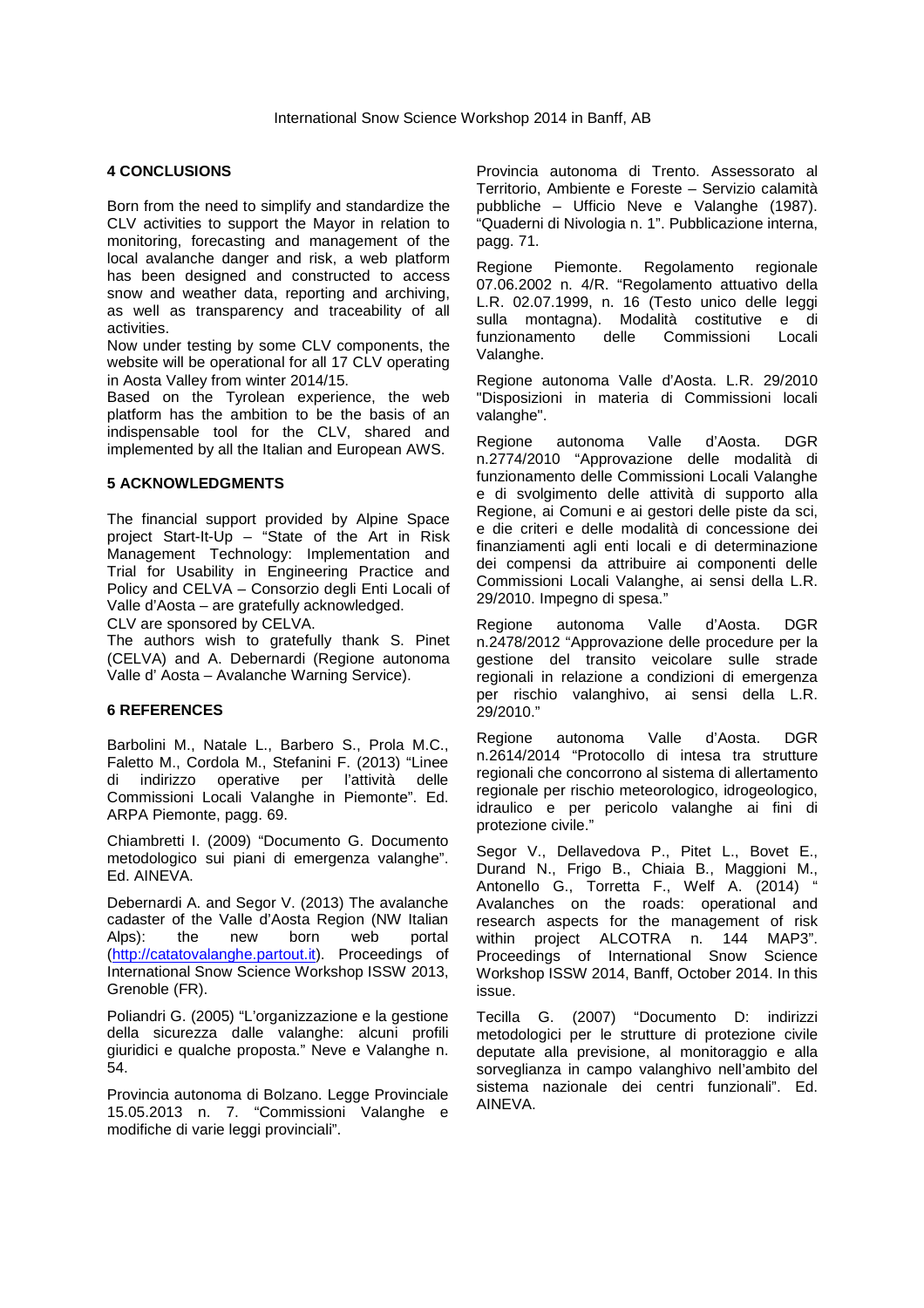## 4 CONCLUSIONS

Born from the need to simplify and standardize the CLV activities to support the Mayor in relation to monitoring, forecasting and management of the local avalanche danger and risk, a web platform has been designed and constructed to access snow and weather data, reporting and archiving, as well as transparency and traceability of all activities.

Now under testing by some CLV components, the website will be operational for all 17 CLV operating in Aosta Valley from winter 2014/15.

Based on the Tyrolean experience, the web platform has the ambition to be the basis of an indispensable tool for the CLV, shared and implemented by all the Italian and European AWS.

## 5 ACKNOWLEDGMENTS

The financial support provided by Alpine Space project Start-It-Up – "State of the Art in Risk Management Technology: Implementation and Trial for Usability in Engineering Practice and Policy and CELVA – Consorzio degli Enti Locali of Valle d'Aosta – are gratefully acknowledged.

CLV are sponsored by CELVA.

The authors wish to gratefully thank S. Pinet (CELVA) and A. Debernardi (Regione autonoma Valle d' Aosta – Avalanche Warning Service).

## 6 REFERENCES

Barbolini M., Natale L., Barbero S., Prola M.C., Faletto M., Cordola M., Stefanini F. (2013) "Linee di indirizzo operative per l'attività delle Commissioni Locali Valanghe in Piemonte". Ed. ARPA Piemonte, pagg. 69.

Chiambretti I. (2009) "Documento G. Documento metodologico sui piani di emergenza valanghe". Ed. AINEVA.

Debernardi A. and Segor V. (2013) The avalanche cadaster of the Valle d'Aosta Region (NW Italian Alps): the new born web portal (http://catatovalanghe.partout.it). Proceedings of International Snow Science Workshop ISSW 2013, Grenoble (FR).

Poliandri G. (2005) "L'organizzazione e la gestione della sicurezza dalle valanghe: alcuni profili giuridici e qualche proposta." Neve e Valanghe n. 54.

Provincia autonoma di Bolzano. Legge Provinciale 15.05.2013 n. 7. "Commissioni Valanghe e modifiche di varie leggi provinciali".

Provincia autonoma di Trento. Assessorato al Territorio, Ambiente e Foreste – Servizio calamità pubbliche – Ufficio Neve e Valanghe (1987). "Quaderni di Nivologia n. 1". Pubblicazione interna, pagg. 71.

Regione Piemonte. Regolamento regionale 07.06.2002 n. 4/R. "Regolamento attuativo della L.R. 02.07.1999, n. 16 (Testo unico delle leggi sulla montagna). Modalità costitutive e di funzionamento delle Commissioni Locali Valanghe.

Regione autonoma Valle d'Aosta. L.R. 29/2010 "Disposizioni in materia di Commissioni locali valanghe".

Regione autonoma Valle d'Aosta. DGR n.2774/2010 "Approvazione delle modalità di funzionamento delle Commissioni Locali Valanghe e di svolgimento delle attività di supporto alla Regione, ai Comuni e ai gestori delle piste da sci, e die criteri e delle modalità di concessione dei finanziamenti agli enti locali e di determinazione dei compensi da attribuire ai componenti delle Commissioni Locali Valanghe, ai sensi della L.R. 29/2010. Impegno di spesa."

Regione autonoma Valle d'Aosta. DGR n.2478/2012 "Approvazione delle procedure per la gestione del transito veicolare sulle strade regionali in relazione a condizioni di emergenza per rischio valanghivo, ai sensi della L.R. 29/2010."

Regione autonoma Valle d'Aosta. DGR n.2614/2014 "Protocollo di intesa tra strutture regionali che concorrono al sistema di allertamento regionale per rischio meteorologico, idrogeologico, idraulico e per pericolo valanghe ai fini di protezione civile."

Segor V., Dellavedova P., Pitet L., Bovet E., Durand N., Frigo B., Chiaia B., Maggioni M., Antonello G., Torretta F., Welf A. (2014) " Avalanches on the roads: operational and research aspects for the management of risk within project ALCOTRA n. 144 MAP3". Proceedings of International Snow Science Workshop ISSW 2014, Banff, October 2014. In this issue.

Tecilla G. (2007) "Documento D: indirizzi metodologici per le strutture di protezione civile deputate alla previsione, al monitoraggio e alla sorveglianza in campo valanghivo nell'ambito del sistema nazionale dei centri funzionali". Ed. AINEVA.